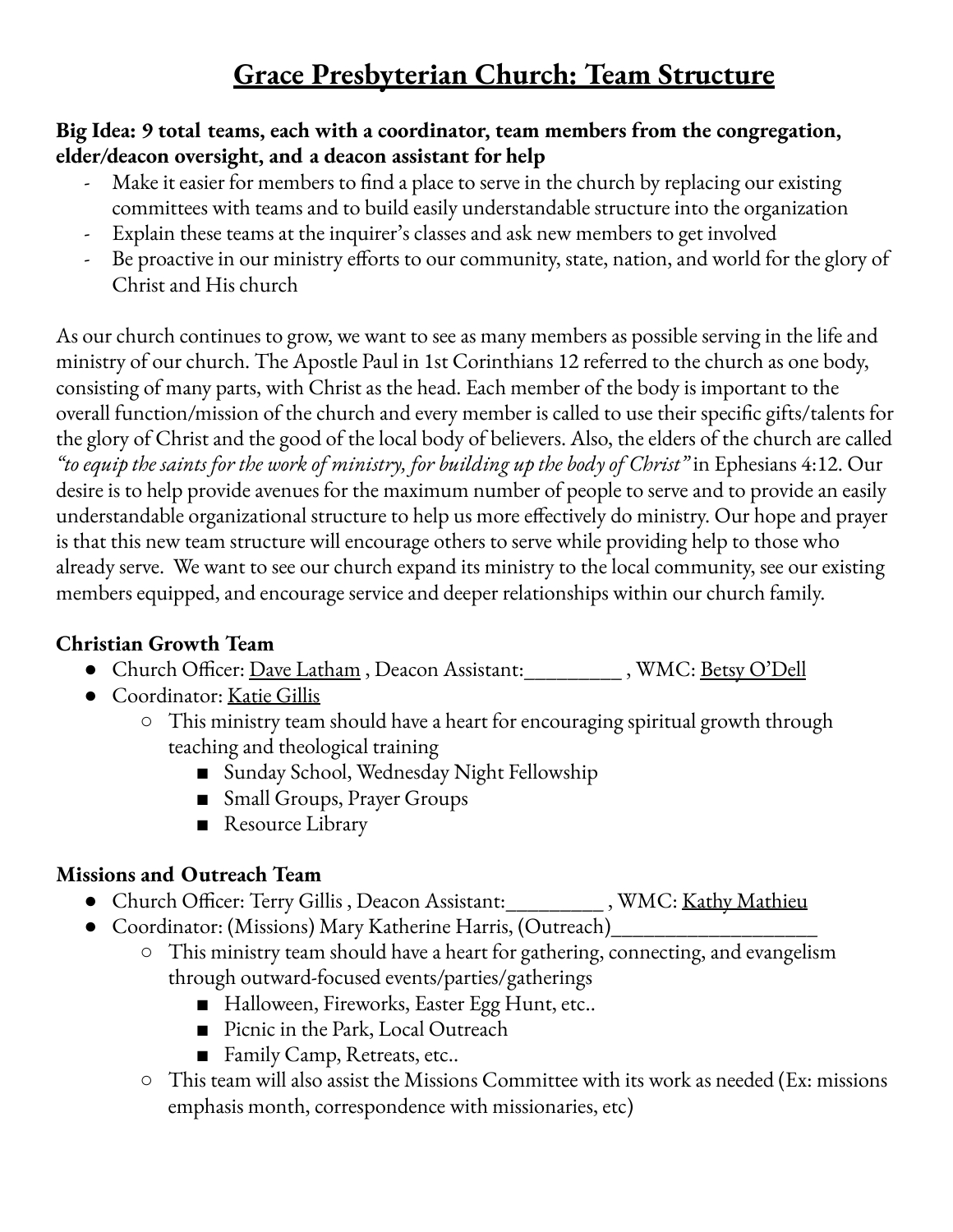# Grace Presbyterian Church: Team Structure

**Big Idea: 9 total teams, each with a coordinator, team members from the congregation, elder/deacon oversight, and a deacon assistant for help**

- Make it easier for members to find a place to serve in the church by replacing our existing committees with teams and to build easily understandable structure into the organization
- Explain these teams at the inquirer's classes and ask new members to get involved
- Be proactive in our ministry efforts to our community, state, nation, and world for the glory of Christ and His church

As our church continues to grow, we want to see as many members as possible serving in the life and ministry of our church. The Apostle Paul in 1st Corinthians 12 referred to the church as one body, consisting of many parts, with Christ as the head. Each member of the body is important to the overall function/mission of the church and every member is called to use their specific gifts/talents for the glory of Christ and the good of the local body of believers. Also, the elders of the church are called *"to equip the saints for the work of ministry, for building up the body of Christ"* in Ephesians 4:12. Our desire is to help provide avenues for the maximum number of people to serve and to provide an easily understandable organizational structure to help us more effectively do ministry. Our hope and prayer is that this new team structure will encourage others to serve while providing help to those who already serve. We want to see our church expand its ministry to the local community, see our existing members equipped, and encourage service and deeper relationships within our church family.

### Christian Growth Team

- Church Officer: Dave Latham , Deacon Assistant:_________ , WMC: Betsy O'Dell
- Coordinator: Katie Gillis
    - This ministry team should have a heart for encouraging spiritual growth through teaching and theological training
        - Sunday School, Wednesday Night Fellowship
        - Small Groups, Prayer Groups
        - Resource Library

### Missions and Outreach Team

- Church Officer: Terry Gillis , Deacon Assistant:_________ , WMC: Kathy Mathieu
- Coordinator: (Missions) Mary Katherine Harris, (Outreach)___________________
    - This ministry team should have a heart for gathering, connecting, and evangelism through outward-focused events/parties/gatherings
        - Halloween, Fireworks, Easter Egg Hunt, etc..
        - Picnic in the Park, Local Outreach
        - Family Camp, Retreats, etc..
    - This team will also assist the Missions Committee with its work as needed (Ex: missions emphasis month, correspondence with missionaries, etc)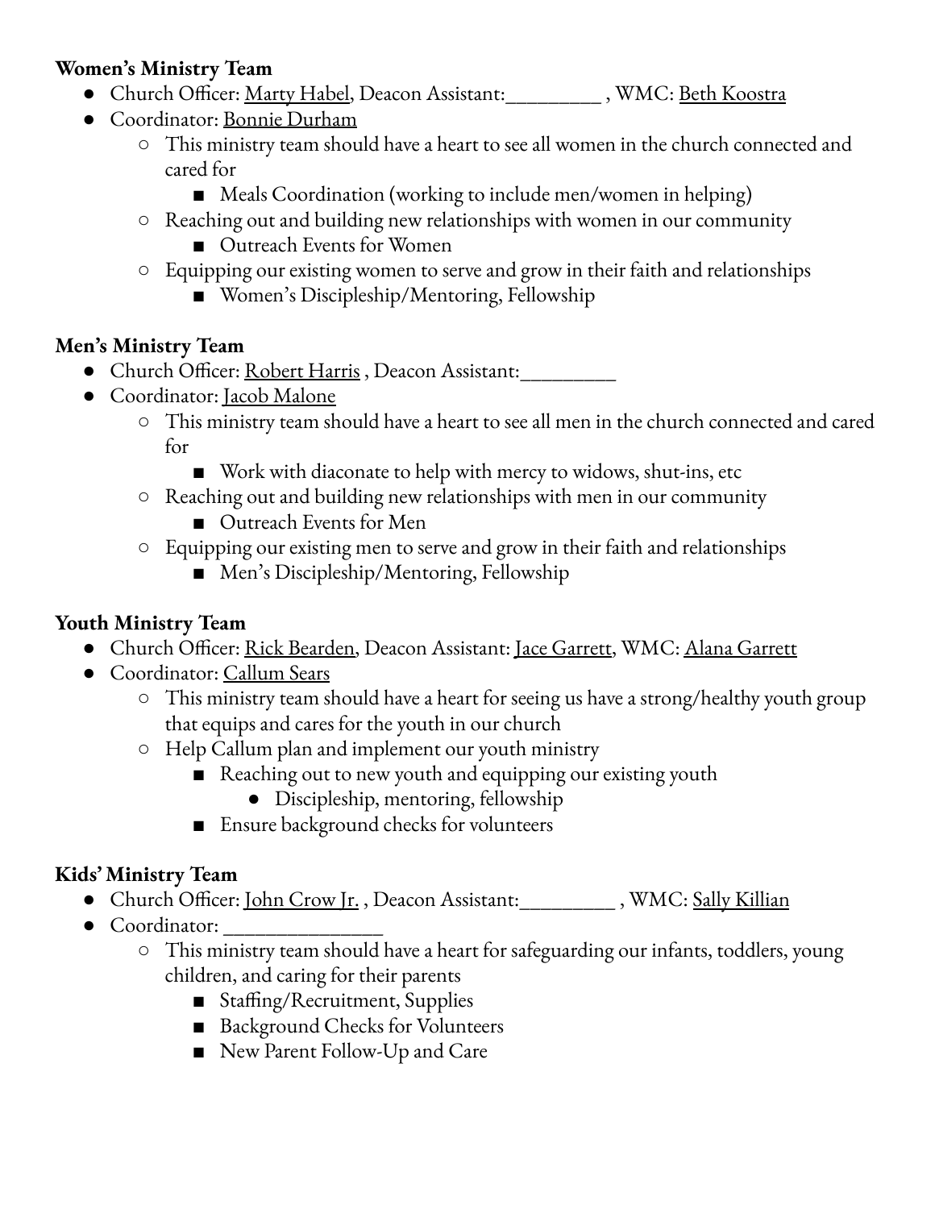**Women's Ministry Team**

- Church Officer: Marty Habel, Deacon Assistant:_________ , WMC: Beth Koostra
- Coordinator: Bonnie Durham
    - This ministry team should have a heart to see all women in the church connected and cared for
        - Meals Coordination (working to include men/women in helping)
    - Reaching out and building new relationships with women in our community
        - Outreach Events for Women
    - Equipping our existing women to serve and grow in their faith and relationships
        - Women's Discipleship/Mentoring, Fellowship

**Men's Ministry Team**

- Church Officer: Robert Harris , Deacon Assistant:_________
- Coordinator: Jacob Malone
    - This ministry team should have a heart to see all men in the church connected and cared for
        - Work with diaconate to help with mercy to widows, shut-ins, etc
    - Reaching out and building new relationships with men in our community
        - Outreach Events for Men
    - Equipping our existing men to serve and grow in their faith and relationships
        - Men's Discipleship/Mentoring, Fellowship

**Youth Ministry Team**

- Church Officer: Rick Bearden, Deacon Assistant: Jace Garrett, WMC: Alana Garrett
- Coordinator: Callum Sears
    - This ministry team should have a heart for seeing us have a strong/healthy youth group that equips and cares for the youth in our church
    - Help Callum plan and implement our youth ministry
        - Reaching out to new youth and equipping our existing youth
            - Discipleship, mentoring, fellowship
        - Ensure background checks for volunteers

**Kids' Ministry Team**

- Church Officer: John Crow Jr. , Deacon Assistant:_________ , WMC: Sally Killian
- Coordinator: _______________
    - This ministry team should have a heart for safeguarding our infants, toddlers, young children, and caring for their parents
        - Staffing/Recruitment, Supplies
        - Background Checks for Volunteers
        - New Parent Follow-Up and Care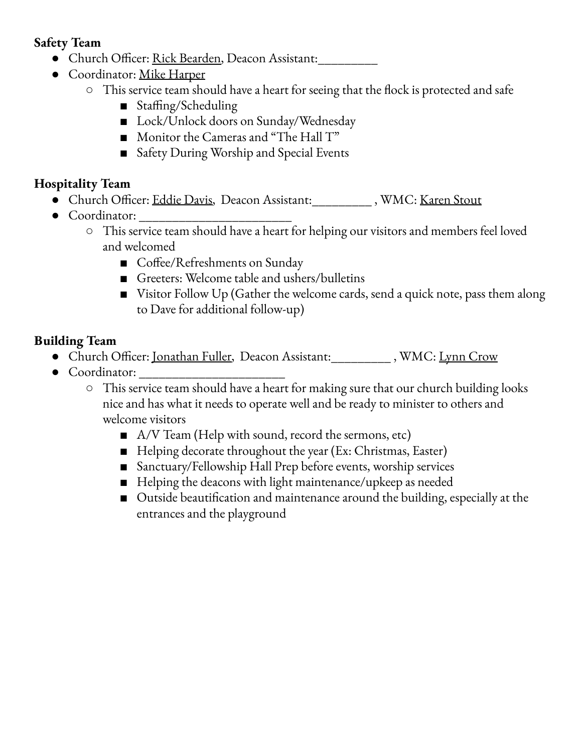**Safety Team**

- Church Officer: Rick Bearden, Deacon Assistant:_________
- Coordinator: Mike Harper
  - This service team should have a heart for seeing that the flock is protected and safe
    - Staffing/Scheduling
    - Lock/Unlock doors on Sunday/Wednesday
    - Monitor the Cameras and "The Hall T"
    - Safety During Worship and Special Events

**Hospitality Team**

- Church Officer: Eddie Davis, Deacon Assistant:_________ , WMC: Karen Stout
- Coordinator: _______________________
  - This service team should have a heart for helping our visitors and members feel loved and welcomed
    - Coffee/Refreshments on Sunday
    - Greeters: Welcome table and ushers/bulletins
    - Visitor Follow Up (Gather the welcome cards, send a quick note, pass them along to Dave for additional follow-up)

**Building Team**

- Church Officer: Jonathan Fuller, Deacon Assistant:_________ , WMC: Lynn Crow
- Coordinator: ______________________
  - This service team should have a heart for making sure that our church building looks nice and has what it needs to operate well and be ready to minister to others and welcome visitors
    - A/V Team (Help with sound, record the sermons, etc)
    - Helping decorate throughout the year (Ex: Christmas, Easter)
    - Sanctuary/Fellowship Hall Prep before events, worship services
    - Helping the deacons with light maintenance/upkeep as needed
    - Outside beautification and maintenance around the building, especially at the entrances and the playground